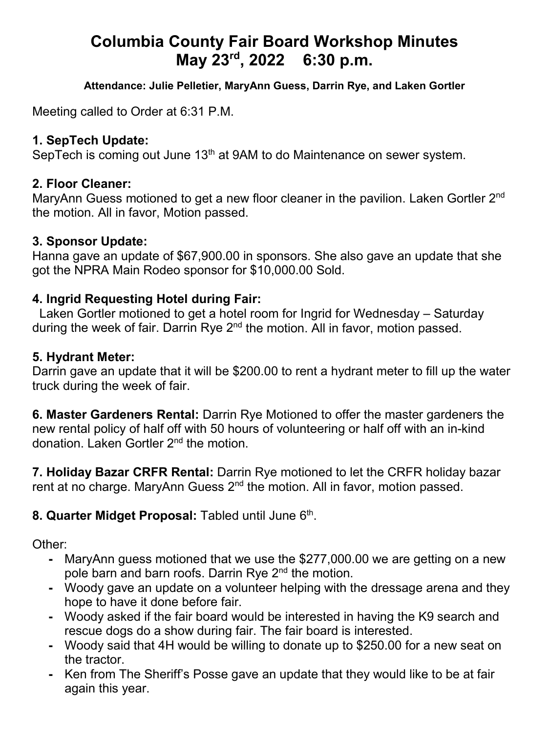# Columbia County Fair Board Workshop Minutes
# May 23rd, 2022 6:30 p.m.

**Attendance: Julie Pelletier, MaryAnn Guess, Darrin Rye, and Laken Gortler**

Meeting called to Order at 6:31 P.M.

### 1. SepTech Update:

SepTech is coming out June 13th at 9AM to do Maintenance on sewer system.

### 2. Floor Cleaner:

MaryAnn Guess motioned to get a new floor cleaner in the pavilion. Laken Gortler 2nd the motion. All in favor, Motion passed.

### 3. Sponsor Update:

Hanna gave an update of $67,900.00 in sponsors. She also gave an update that she got the NPRA Main Rodeo sponsor for $10,000.00 Sold.

### 4. Ingrid Requesting Hotel during Fair:

Laken Gortler motioned to get a hotel room for Ingrid for Wednesday – Saturday during the week of fair. Darrin Rye 2nd the motion. All in favor, motion passed.

### 5. Hydrant Meter:

Darrin gave an update that it will be $200.00 to rent a hydrant meter to fill up the water truck during the week of fair.

**6. Master Gardeners Rental:** Darrin Rye Motioned to offer the master gardeners the new rental policy of half off with 50 hours of volunteering or half off with an in-kind donation. Laken Gortler 2nd the motion.

**7. Holiday Bazar CRFR Rental:** Darrin Rye motioned to let the CRFR holiday bazar rent at no charge. MaryAnn Guess 2nd the motion. All in favor, motion passed.

**8. Quarter Midget Proposal:** Tabled until June 6th.

Other:

- MaryAnn guess motioned that we use the $277,000.00 we are getting on a new pole barn and barn roofs. Darrin Rye 2nd the motion.
- Woody gave an update on a volunteer helping with the dressage arena and they hope to have it done before fair.
- Woody asked if the fair board would be interested in having the K9 search and rescue dogs do a show during fair. The fair board is interested.
- Woody said that 4H would be willing to donate up to $250.00 for a new seat on the tractor.
- Ken from The Sheriff's Posse gave an update that they would like to be at fair again this year.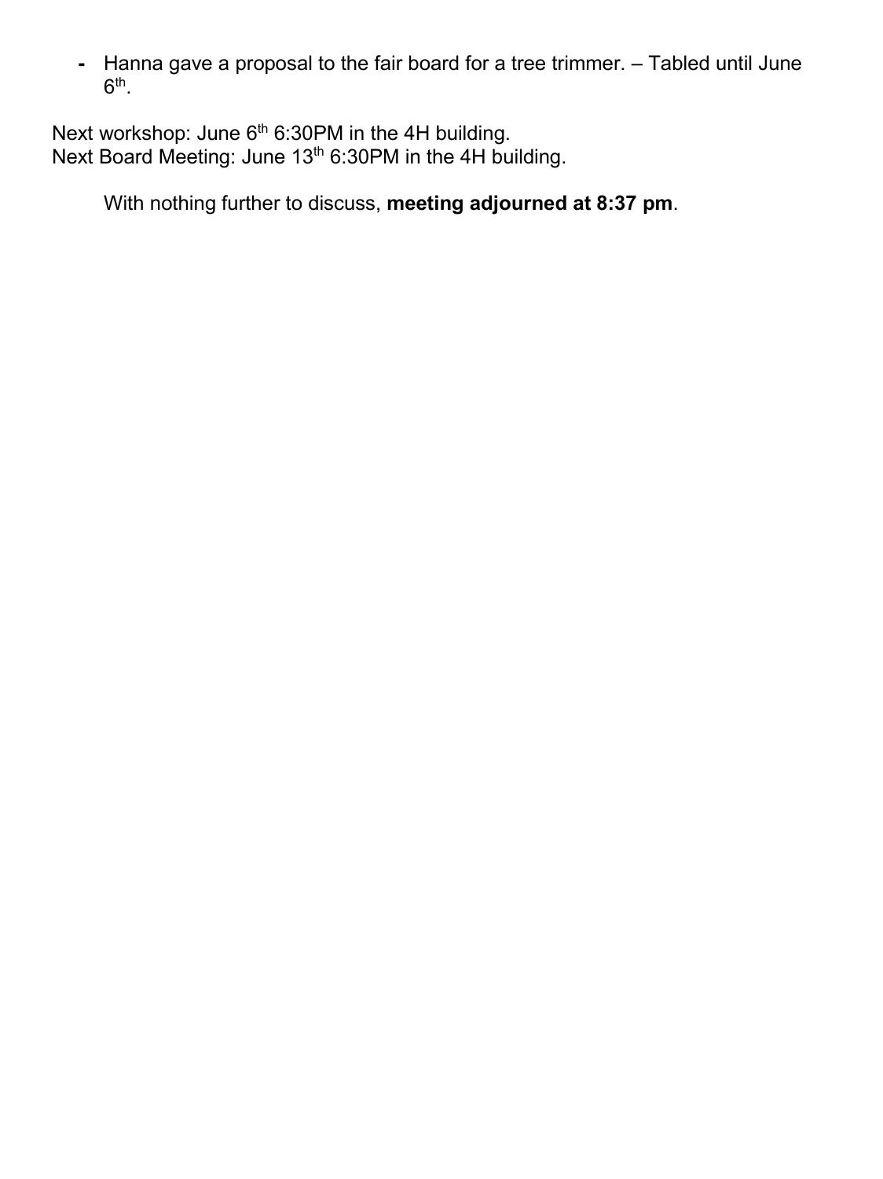- Hanna gave a proposal to the fair board for a tree trimmer. – Tabled until June 6th.

Next workshop: June 6th 6:30PM in the 4H building.
Next Board Meeting: June 13th 6:30PM in the 4H building.

With nothing further to discuss, **meeting adjourned at 8:37 pm**.